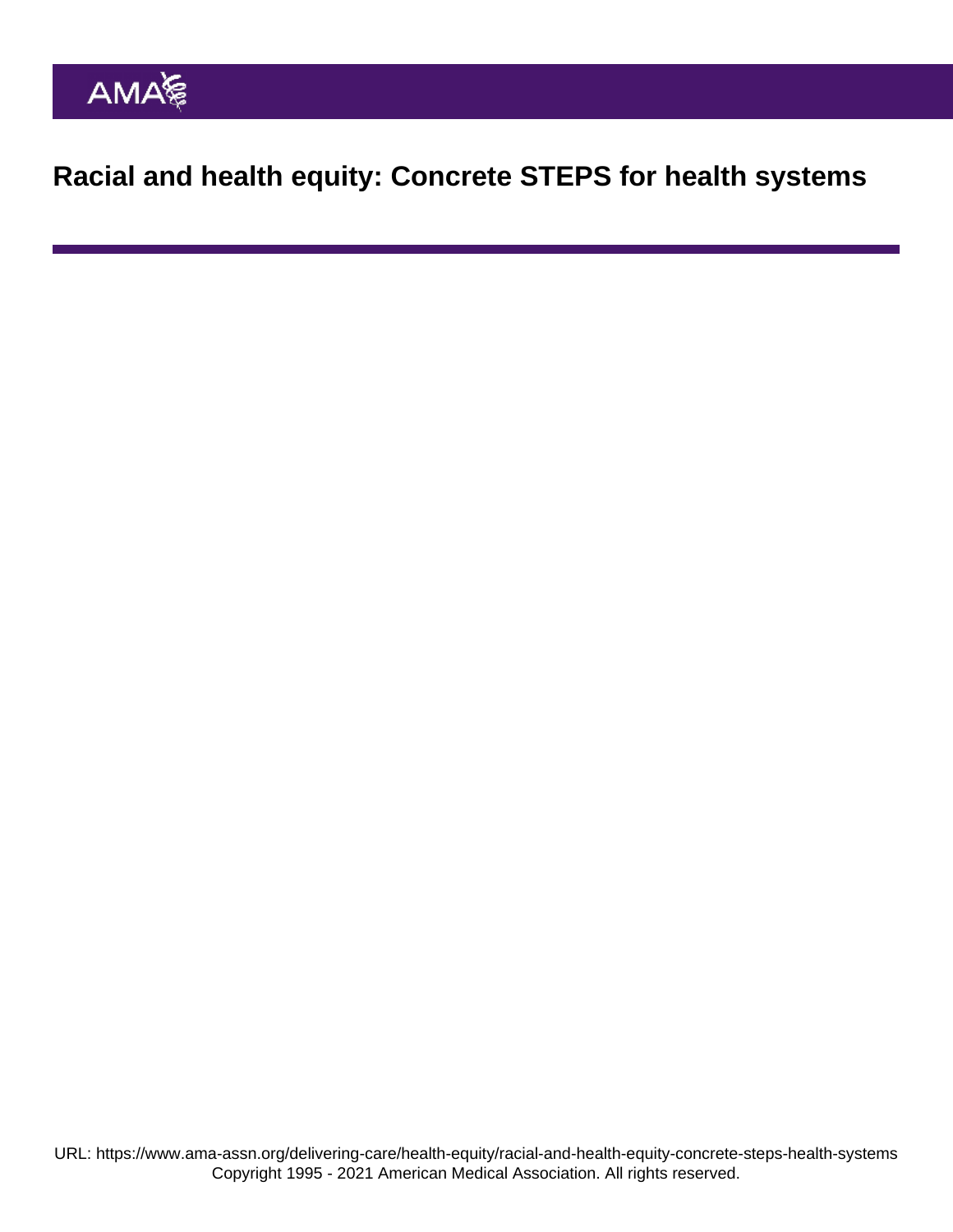# Racial and health equity: Concrete STEPS for health systems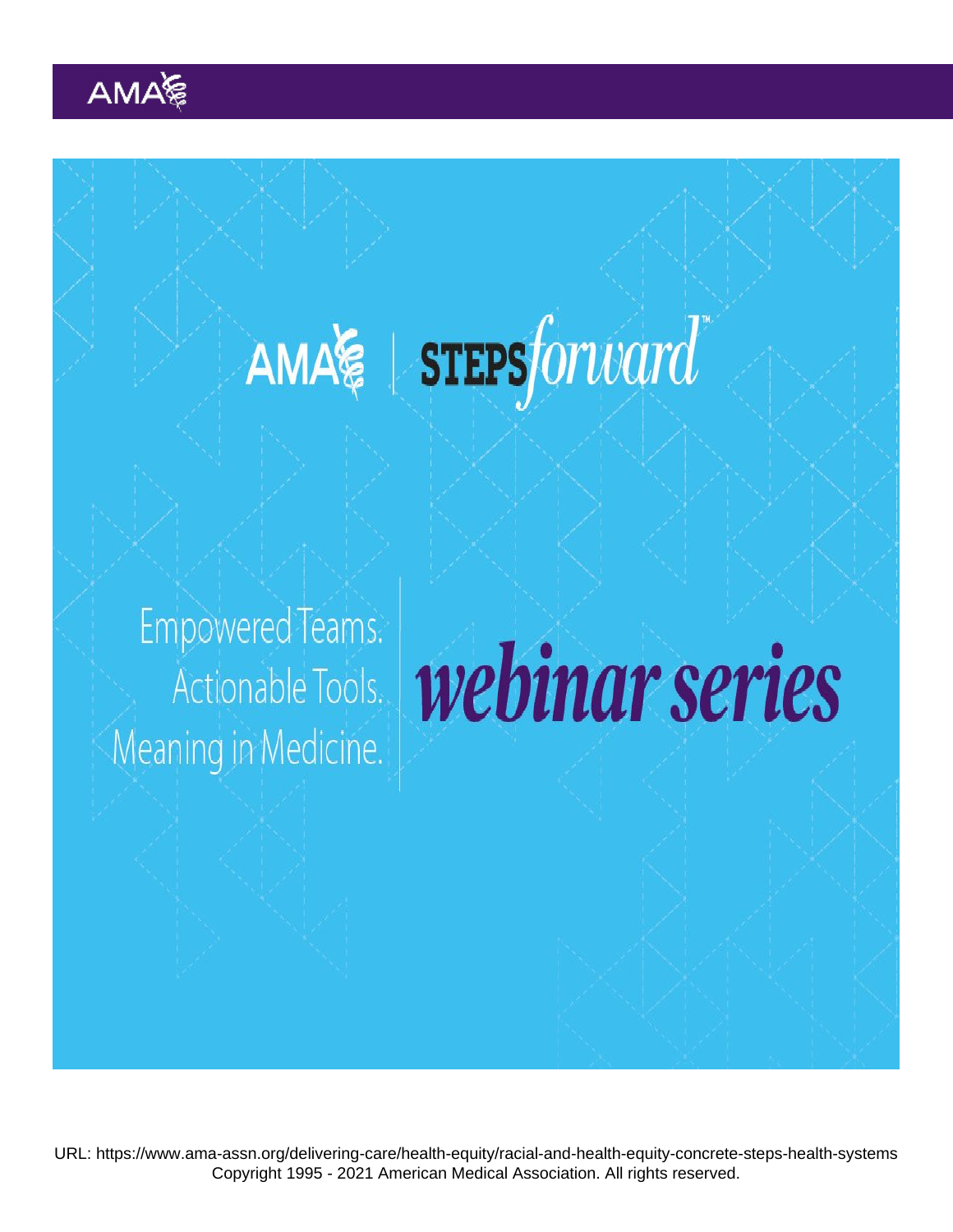AMA | STEPS*forward*™

Empowered Teams.
Actionable Tools.
Meaning in Medicine.

*webinar series*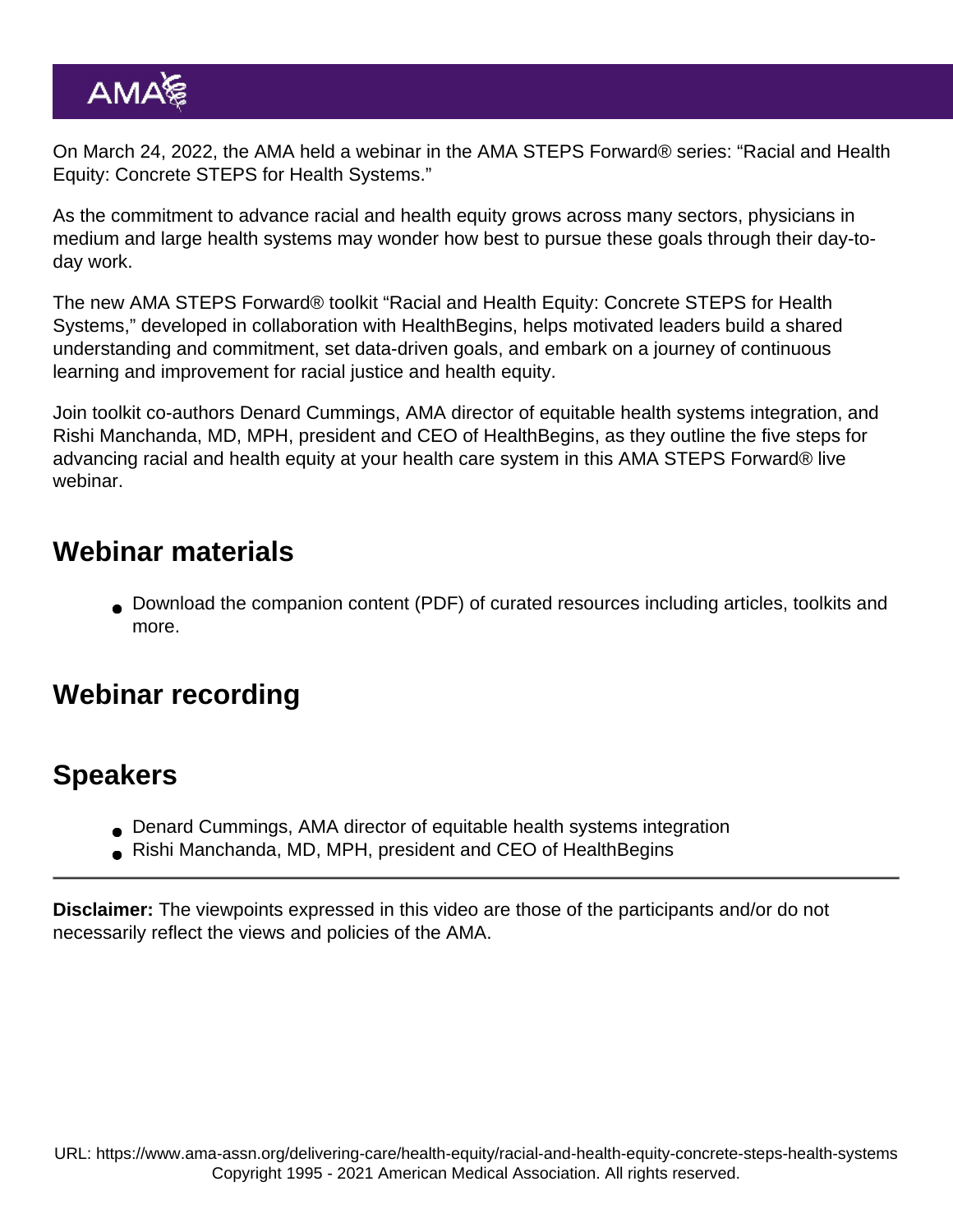On March 24, 2022, the AMA held a webinar in the AMA STEPS Forward® series: "Racial and Health Equity: Concrete STEPS for Health Systems."

As the commitment to advance racial and health equity grows across many sectors, physicians in medium and large health systems may wonder how best to pursue these goals through their day-to-day work.

The new AMA STEPS Forward® toolkit "Racial and Health Equity: Concrete STEPS for Health Systems," developed in collaboration with HealthBegins, helps motivated leaders build a shared understanding and commitment, set data-driven goals, and embark on a journey of continuous learning and improvement for racial justice and health equity.

Join toolkit co-authors Denard Cummings, AMA director of equitable health systems integration, and Rishi Manchanda, MD, MPH, president and CEO of HealthBegins, as they outline the five steps for advancing racial and health equity at your health care system in this AMA STEPS Forward® live webinar.

## Webinar materials

- Download the companion content (PDF) of curated resources including articles, toolkits and more.

## Webinar recording

## Speakers

- Denard Cummings, AMA director of equitable health systems integration
- Rishi Manchanda, MD, MPH, president and CEO of HealthBegins

---

**Disclaimer:** The viewpoints expressed in this video are those of the participants and/or do not necessarily reflect the views and policies of the AMA.